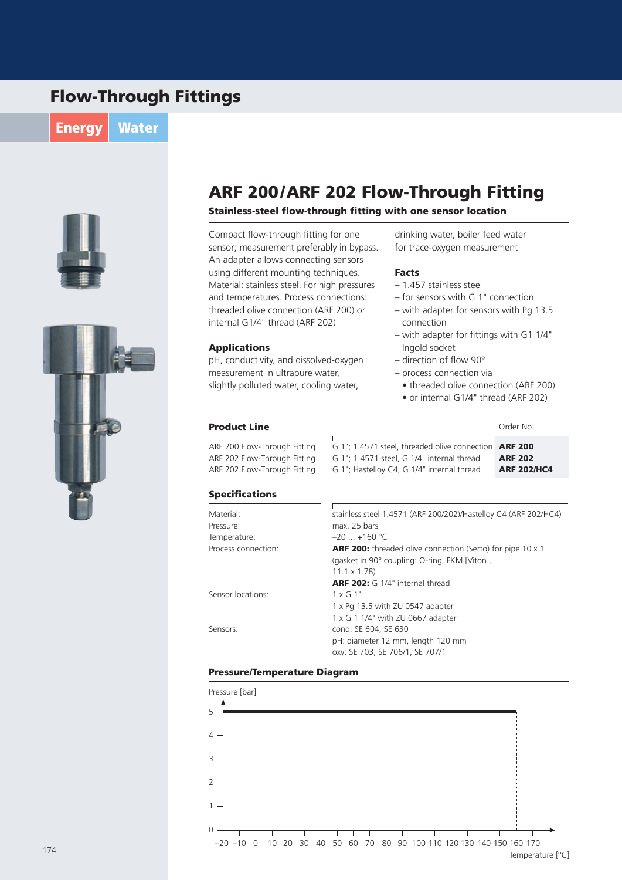# Flow-Through Fittings

Energy Water

## ARF 200/ARF 202 Flow-Through Fitting

**Stainless-steel flow-through fitting with one sensor location**

Compact flow-through fitting for one sensor; measurement preferably in bypass. An adapter allows connecting sensors using different mounting techniques. Material: stainless steel. For high pressures and temperatures. Process connections: threaded olive connection (ARF 200) or internal G1/4" thread (ARF 202)

### Applications

pH, conductivity, and dissolved-oxygen measurement in ultrapure water, slightly polluted water, cooling water, drinking water, boiler feed water for trace-oxygen measurement

### Facts

- 1.457 stainless steel
- for sensors with G 1" connection
- with adapter for sensors with Pg 13.5 connection
- with adapter for fittings with G1 1/4" Ingold socket
- direction of flow 90°
- process connection via
  - threaded olive connection (ARF 200)
  - or internal G1/4" thread (ARF 202)

### Product Line

| | | Order No. |
|---|---|---|
| ARF 200 Flow-Through Fitting | G 1"; 1.4571 steel, threaded olive connection | **ARF 200** |
| ARF 202 Flow-Through Fitting | G 1"; 1.4571 steel, G 1/4" internal thread | **ARF 202** |
| ARF 202 Flow-Through Fitting | G 1"; Hastelloy C4, G 1/4" internal thread | **ARF 202/HC4** |

### Specifications

| | |
|---|---|
| Material: | stainless steel 1.4571 (ARF 200/202)/Hastelloy C4 (ARF 202/HC4) |
| Pressure: | max. 25 bars |
| Temperature: | –20 ... +160 °C |
| Process connection: | **ARF 200:** threaded olive connection (Serto) for pipe 10 x 1 (gasket in 90° coupling: O-ring, FKM [Viton], 11.1 x 1.78)<br>**ARF 202:** G 1/4" internal thread |
| Sensor locations: | 1 x G 1"<br>1 x Pg 13.5 with ZU 0547 adapter<br>1 x G 1 1/4" with ZU 0667 adapter |
| Sensors: | cond: SE 604, SE 630<br>pH: diameter 12 mm, length 120 mm<br>oxy: SE 703, SE 706/1, SE 707/1 |

### Pressure/Temperature Diagram

Pressure [bar]

Temperature [°C]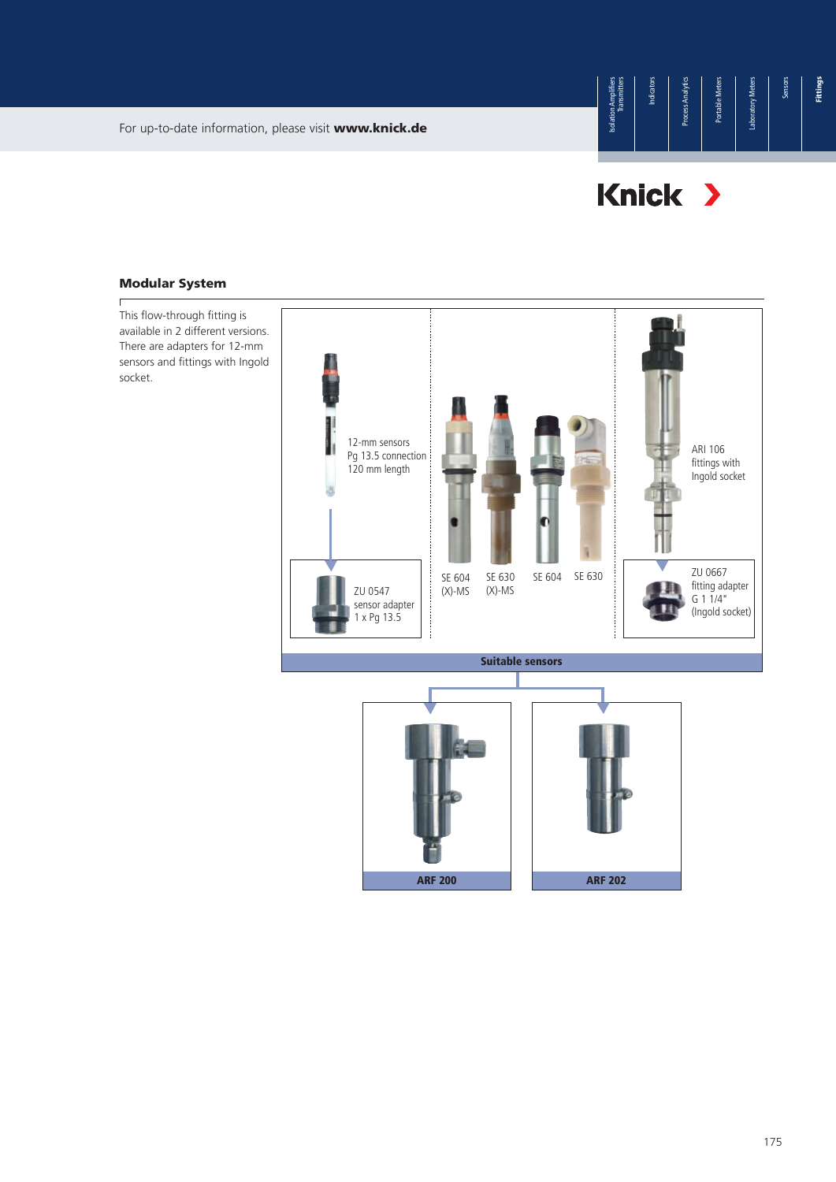## Modular System

This flow-through fitting is available in 2 different versions. There are adapters for 12-mm sensors and fittings with Ingold socket.

12-mm sensors
Pg 13.5 connection
120 mm length

ZU 0547
sensor adapter
1 x Pg 13.5

SE 604 (X)-MS

SE 630 (X)-MS

SE 604

SE 630

ARI 106
fittings with
Ingold socket

ZU 0667
fitting adapter
G 1 1/4"
(Ingold socket)

**Suitable sensors**

**ARF 200**

**ARF 202**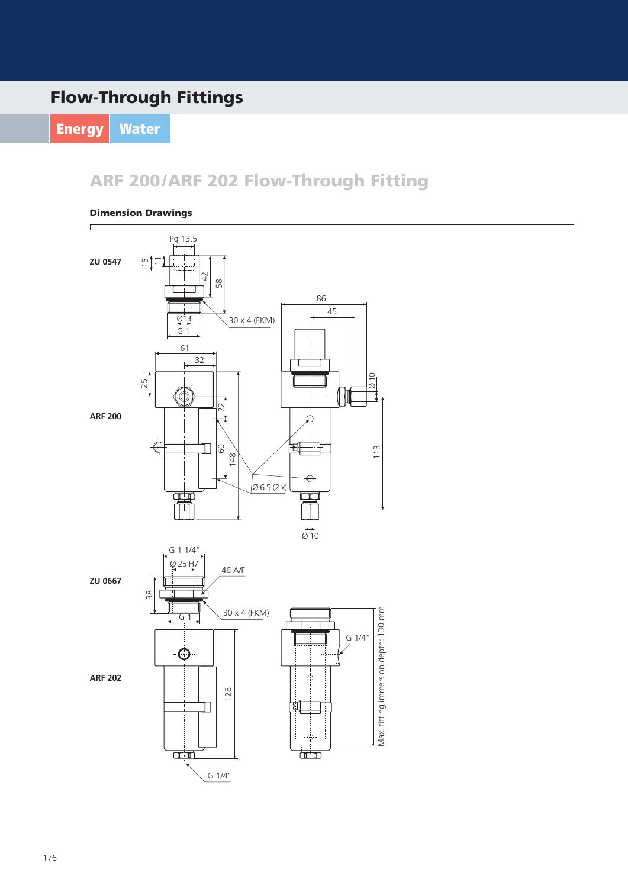# Flow-Through Fittings

Energy Water

## ARF 200/ARF 202 Flow-Through Fitting

### Dimension Drawings

ZU 0547

Pg 13.5

15

11

42

58

30 x 4 (FKM)

Ø13

G 1

ARF 200

61

32

25

22

60

148

Ø 6.5 (2 x)

86

45

Ø 10

113

Ø 10

ZU 0667

G 1 1/4"

Ø 25 H7

46 A/F

38

30 x 4 (FKM)

G 1

ARF 202

128

G 1/4"

G 1/4"

Max. fitting immersion depth: 130 mm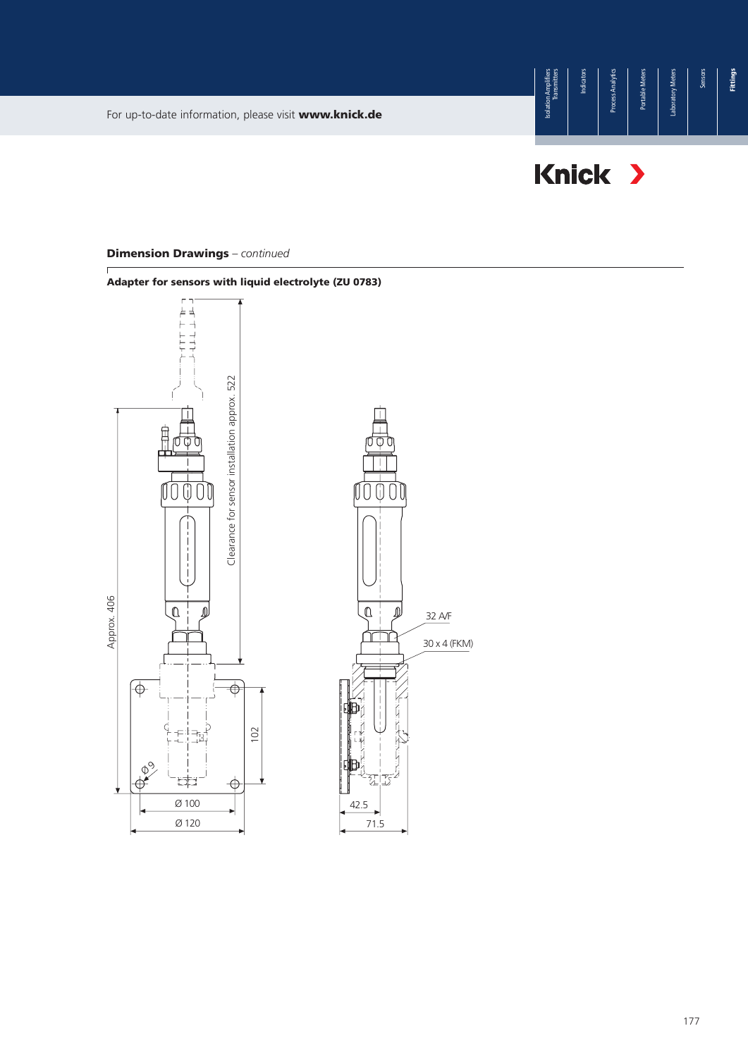## Dimension Drawings – *continued*

### Adapter for sensors with liquid electrolyte (ZU 0783)

Clearance for sensor installation approx. 522

Approx. 406

102

Ø 9

Ø 100

Ø 120

32 A/F

30 x 4 (FKM)

42.5

71.5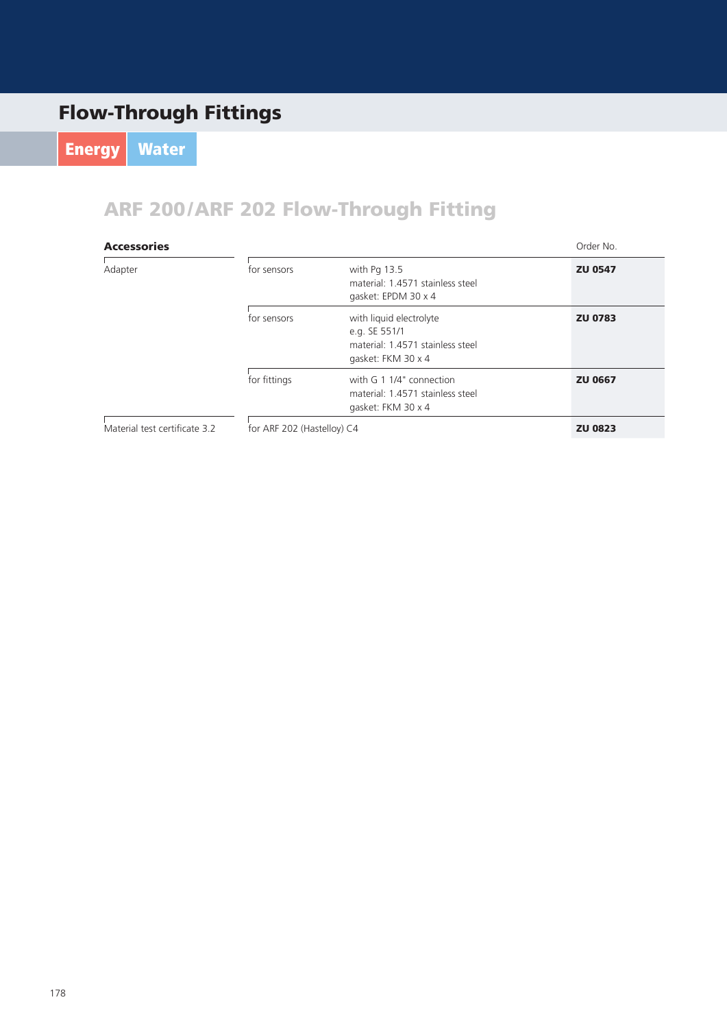# Flow-Through Fittings

Energy Water

## ARF 200/ARF 202 Flow-Through Fitting

| Accessories | | | Order No. |
|---|---|---|---|
| Adapter | for sensors | with Pg 13.5<br>material: 1.4571 stainless steel<br>gasket: EPDM 30 x 4 | **ZU 0547** |
| | for sensors | with liquid electrolyte<br>e.g. SE 551/1<br>material: 1.4571 stainless steel<br>gasket: FKM 30 x 4 | **ZU 0783** |
| | for fittings | with G 1 1/4" connection<br>material: 1.4571 stainless steel<br>gasket: FKM 30 x 4 | **ZU 0667** |
| Material test certificate 3.2 | for ARF 202 (Hastelloy) C4 | | **ZU 0823** |